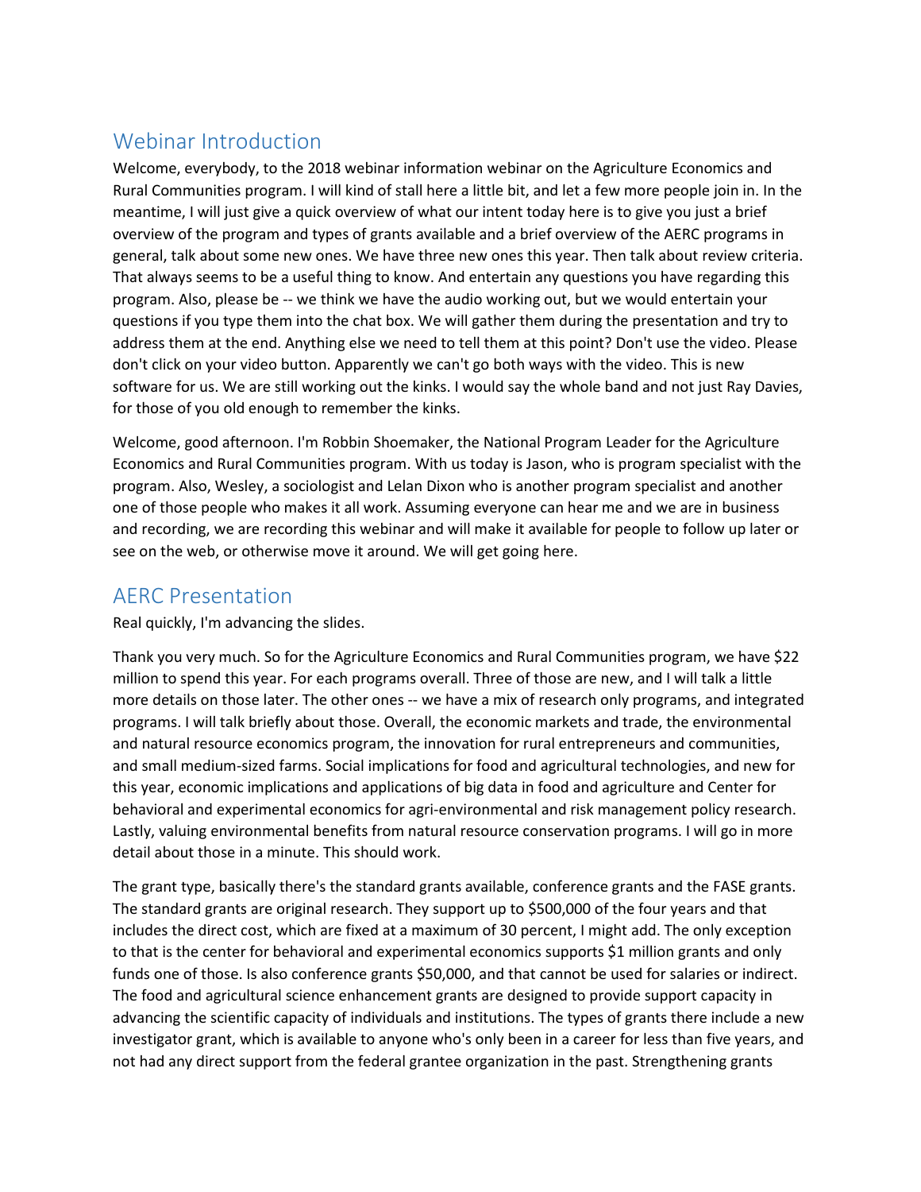## Webinar Introduction

Welcome, everybody, to the 2018 webinar information webinar on the Agriculture Economics and Rural Communities program. I will kind of stall here a little bit, and let a few more people join in. In the meantime, I will just give a quick overview of what our intent today here is to give you just a brief overview of the program and types of grants available and a brief overview of the AERC programs in general, talk about some new ones. We have three new ones this year. Then talk about review criteria. That always seems to be a useful thing to know. And entertain any questions you have regarding this program. Also, please be -- we think we have the audio working out, but we would entertain your questions if you type them into the chat box. We will gather them during the presentation and try to address them at the end. Anything else we need to tell them at this point? Don't use the video. Please don't click on your video button. Apparently we can't go both ways with the video. This is new software for us. We are still working out the kinks. I would say the whole band and not just Ray Davies, for those of you old enough to remember the kinks.

Welcome, good afternoon. I'm Robbin Shoemaker, the National Program Leader for the Agriculture Economics and Rural Communities program. With us today is Jason, who is program specialist with the program. Also, Wesley, a sociologist and Lelan Dixon who is another program specialist and another one of those people who makes it all work. Assuming everyone can hear me and we are in business and recording, we are recording this webinar and will make it available for people to follow up later or see on the web, or otherwise move it around. We will get going here.

## AERC Presentation

Real quickly, I'm advancing the slides.

Thank you very much. So for the Agriculture Economics and Rural Communities program, we have $22 million to spend this year. For each programs overall. Three of those are new, and I will talk a little more details on those later. The other ones -- we have a mix of research only programs, and integrated programs. I will talk briefly about those. Overall, the economic markets and trade, the environmental and natural resource economics program, the innovation for rural entrepreneurs and communities, and small medium-sized farms. Social implications for food and agricultural technologies, and new for this year, economic implications and applications of big data in food and agriculture and Center for behavioral and experimental economics for agri-environmental and risk management policy research. Lastly, valuing environmental benefits from natural resource conservation programs. I will go in more detail about those in a minute. This should work.

The grant type, basically there's the standard grants available, conference grants and the FASE grants. The standard grants are original research. They support up to $500,000 of the four years and that includes the direct cost, which are fixed at a maximum of 30 percent, I might add. The only exception to that is the center for behavioral and experimental economics supports $1 million grants and only funds one of those. Is also conference grants $50,000, and that cannot be used for salaries or indirect. The food and agricultural science enhancement grants are designed to provide support capacity in advancing the scientific capacity of individuals and institutions. The types of grants there include a new investigator grant, which is available to anyone who's only been in a career for less than five years, and not had any direct support from the federal grantee organization in the past. Strengthening grants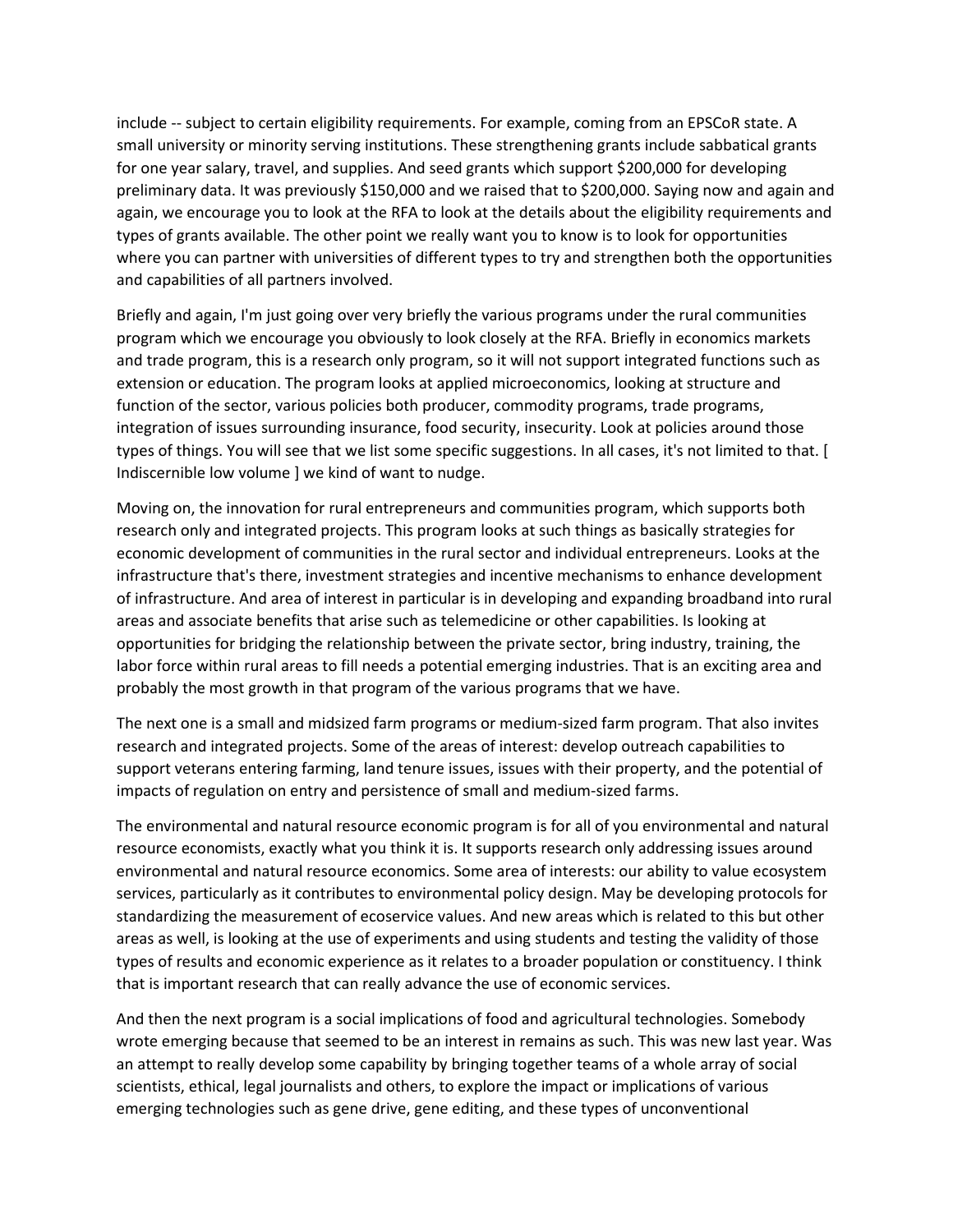include -- subject to certain eligibility requirements. For example, coming from an EPSCoR state. A small university or minority serving institutions. These strengthening grants include sabbatical grants for one year salary, travel, and supplies. And seed grants which support $200,000 for developing preliminary data. It was previously $150,000 and we raised that to $200,000. Saying now and again and again, we encourage you to look at the RFA to look at the details about the eligibility requirements and types of grants available. The other point we really want you to know is to look for opportunities where you can partner with universities of different types to try and strengthen both the opportunities and capabilities of all partners involved.

Briefly and again, I'm just going over very briefly the various programs under the rural communities program which we encourage you obviously to look closely at the RFA. Briefly in economics markets and trade program, this is a research only program, so it will not support integrated functions such as extension or education. The program looks at applied microeconomics, looking at structure and function of the sector, various policies both producer, commodity programs, trade programs, integration of issues surrounding insurance, food security, insecurity. Look at policies around those types of things. You will see that we list some specific suggestions. In all cases, it's not limited to that. [ Indiscernible low volume ] we kind of want to nudge.

Moving on, the innovation for rural entrepreneurs and communities program, which supports both research only and integrated projects. This program looks at such things as basically strategies for economic development of communities in the rural sector and individual entrepreneurs. Looks at the infrastructure that's there, investment strategies and incentive mechanisms to enhance development of infrastructure. And area of interest in particular is in developing and expanding broadband into rural areas and associate benefits that arise such as telemedicine or other capabilities. Is looking at opportunities for bridging the relationship between the private sector, bring industry, training, the labor force within rural areas to fill needs a potential emerging industries. That is an exciting area and probably the most growth in that program of the various programs that we have.

The next one is a small and midsized farm programs or medium-sized farm program. That also invites research and integrated projects. Some of the areas of interest: develop outreach capabilities to support veterans entering farming, land tenure issues, issues with their property, and the potential of impacts of regulation on entry and persistence of small and medium-sized farms.

The environmental and natural resource economic program is for all of you environmental and natural resource economists, exactly what you think it is. It supports research only addressing issues around environmental and natural resource economics. Some area of interests: our ability to value ecosystem services, particularly as it contributes to environmental policy design. May be developing protocols for standardizing the measurement of ecoservice values. And new areas which is related to this but other areas as well, is looking at the use of experiments and using students and testing the validity of those types of results and economic experience as it relates to a broader population or constituency. I think that is important research that can really advance the use of economic services.

And then the next program is a social implications of food and agricultural technologies. Somebody wrote emerging because that seemed to be an interest in remains as such. This was new last year. Was an attempt to really develop some capability by bringing together teams of a whole array of social scientists, ethical, legal journalists and others, to explore the impact or implications of various emerging technologies such as gene drive, gene editing, and these types of unconventional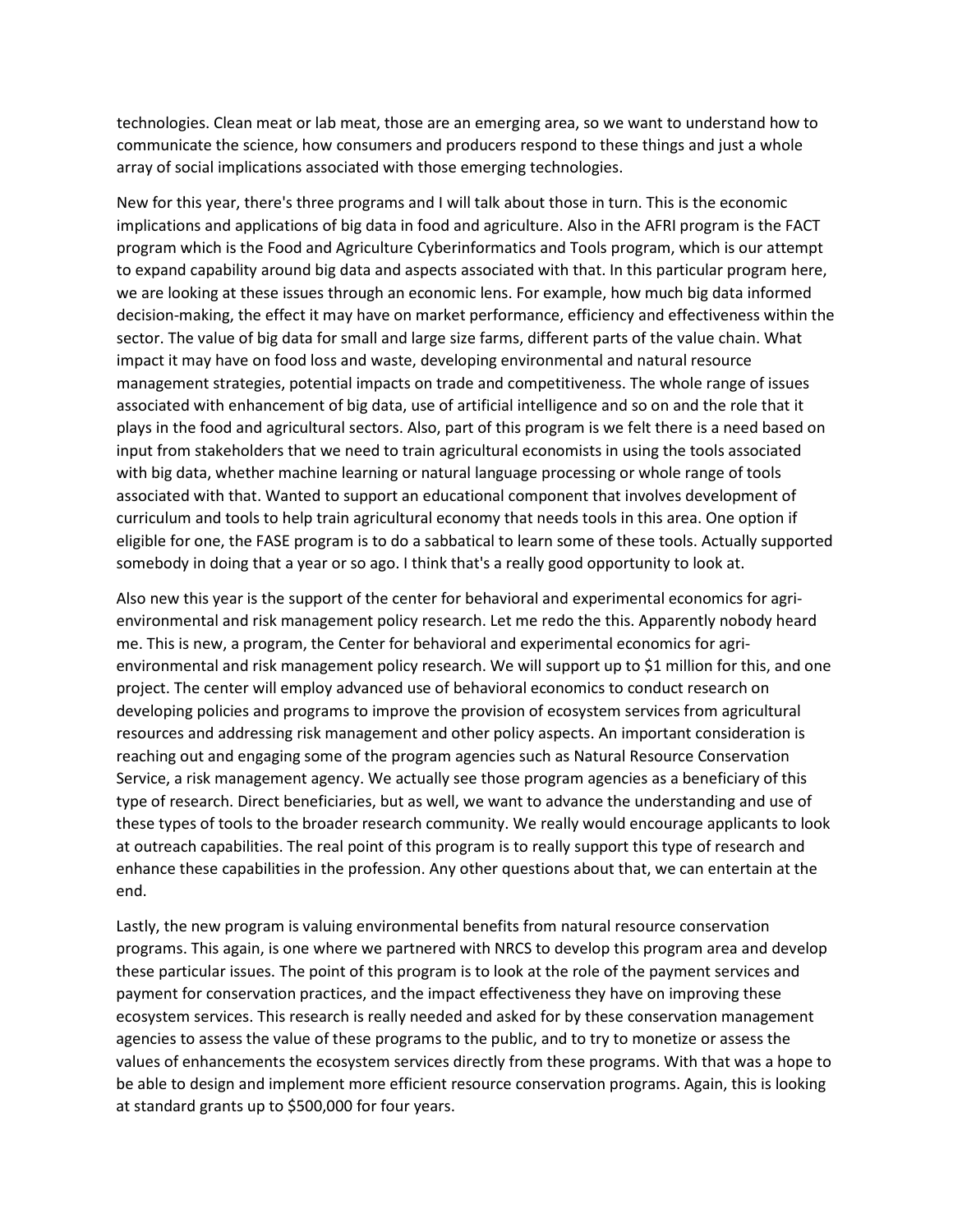technologies. Clean meat or lab meat, those are an emerging area, so we want to understand how to communicate the science, how consumers and producers respond to these things and just a whole array of social implications associated with those emerging technologies.

New for this year, there's three programs and I will talk about those in turn. This is the economic implications and applications of big data in food and agriculture. Also in the AFRI program is the FACT program which is the Food and Agriculture Cyberinformatics and Tools program, which is our attempt to expand capability around big data and aspects associated with that. In this particular program here, we are looking at these issues through an economic lens. For example, how much big data informed decision-making, the effect it may have on market performance, efficiency and effectiveness within the sector. The value of big data for small and large size farms, different parts of the value chain. What impact it may have on food loss and waste, developing environmental and natural resource management strategies, potential impacts on trade and competitiveness. The whole range of issues associated with enhancement of big data, use of artificial intelligence and so on and the role that it plays in the food and agricultural sectors. Also, part of this program is we felt there is a need based on input from stakeholders that we need to train agricultural economists in using the tools associated with big data, whether machine learning or natural language processing or whole range of tools associated with that. Wanted to support an educational component that involves development of curriculum and tools to help train agricultural economy that needs tools in this area. One option if eligible for one, the FASE program is to do a sabbatical to learn some of these tools. Actually supported somebody in doing that a year or so ago. I think that's a really good opportunity to look at.

Also new this year is the support of the center for behavioral and experimental economics for agri-environmental and risk management policy research. Let me redo the this. Apparently nobody heard me. This is new, a program, the Center for behavioral and experimental economics for agri-environmental and risk management policy research. We will support up to $1 million for this, and one project. The center will employ advanced use of behavioral economics to conduct research on developing policies and programs to improve the provision of ecosystem services from agricultural resources and addressing risk management and other policy aspects. An important consideration is reaching out and engaging some of the program agencies such as Natural Resource Conservation Service, a risk management agency. We actually see those program agencies as a beneficiary of this type of research. Direct beneficiaries, but as well, we want to advance the understanding and use of these types of tools to the broader research community. We really would encourage applicants to look at outreach capabilities. The real point of this program is to really support this type of research and enhance these capabilities in the profession. Any other questions about that, we can entertain at the end.

Lastly, the new program is valuing environmental benefits from natural resource conservation programs. This again, is one where we partnered with NRCS to develop this program area and develop these particular issues. The point of this program is to look at the role of the payment services and payment for conservation practices, and the impact effectiveness they have on improving these ecosystem services. This research is really needed and asked for by these conservation management agencies to assess the value of these programs to the public, and to try to monetize or assess the values of enhancements the ecosystem services directly from these programs. With that was a hope to be able to design and implement more efficient resource conservation programs. Again, this is looking at standard grants up to $500,000 for four years.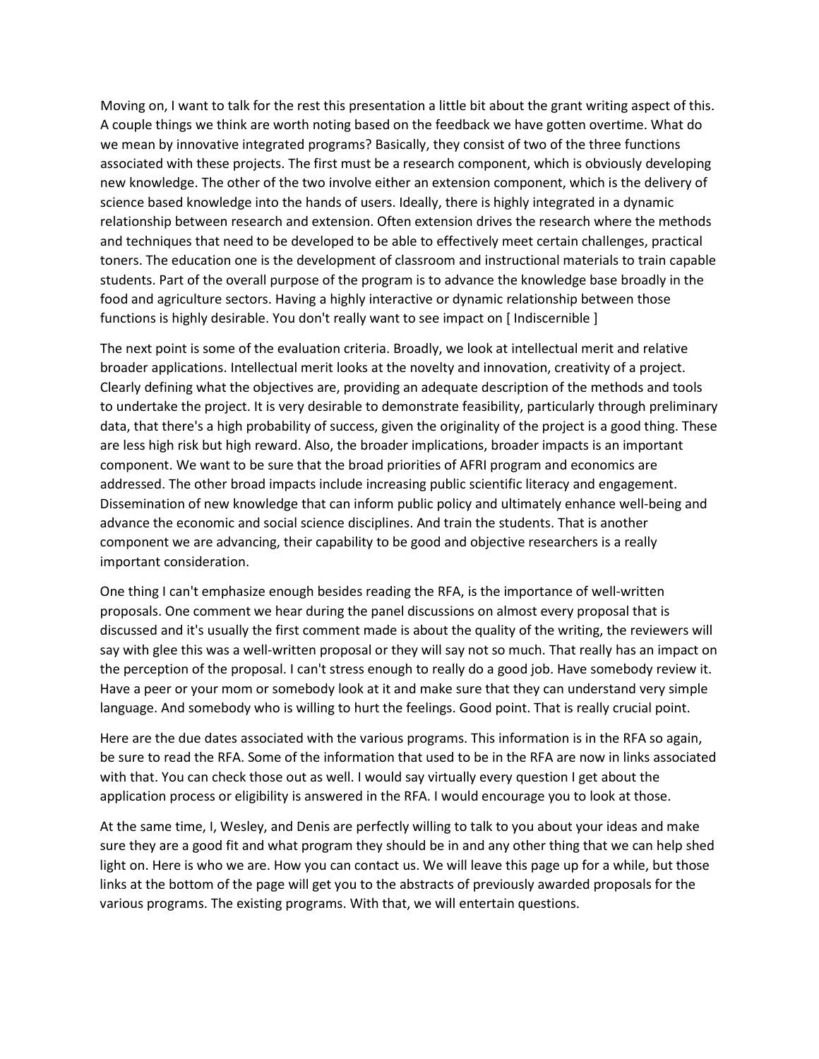Moving on, I want to talk for the rest this presentation a little bit about the grant writing aspect of this. A couple things we think are worth noting based on the feedback we have gotten overtime. What do we mean by innovative integrated programs? Basically, they consist of two of the three functions associated with these projects. The first must be a research component, which is obviously developing new knowledge. The other of the two involve either an extension component, which is the delivery of science based knowledge into the hands of users. Ideally, there is highly integrated in a dynamic relationship between research and extension. Often extension drives the research where the methods and techniques that need to be developed to be able to effectively meet certain challenges, practical toners. The education one is the development of classroom and instructional materials to train capable students. Part of the overall purpose of the program is to advance the knowledge base broadly in the food and agriculture sectors. Having a highly interactive or dynamic relationship between those functions is highly desirable. You don't really want to see impact on [ Indiscernible ]

The next point is some of the evaluation criteria. Broadly, we look at intellectual merit and relative broader applications. Intellectual merit looks at the novelty and innovation, creativity of a project. Clearly defining what the objectives are, providing an adequate description of the methods and tools to undertake the project. It is very desirable to demonstrate feasibility, particularly through preliminary data, that there's a high probability of success, given the originality of the project is a good thing. These are less high risk but high reward. Also, the broader implications, broader impacts is an important component. We want to be sure that the broad priorities of AFRI program and economics are addressed. The other broad impacts include increasing public scientific literacy and engagement. Dissemination of new knowledge that can inform public policy and ultimately enhance well-being and advance the economic and social science disciplines. And train the students. That is another component we are advancing, their capability to be good and objective researchers is a really important consideration.

One thing I can't emphasize enough besides reading the RFA, is the importance of well-written proposals. One comment we hear during the panel discussions on almost every proposal that is discussed and it's usually the first comment made is about the quality of the writing, the reviewers will say with glee this was a well-written proposal or they will say not so much. That really has an impact on the perception of the proposal. I can't stress enough to really do a good job. Have somebody review it. Have a peer or your mom or somebody look at it and make sure that they can understand very simple language. And somebody who is willing to hurt the feelings. Good point. That is really crucial point.

Here are the due dates associated with the various programs. This information is in the RFA so again, be sure to read the RFA. Some of the information that used to be in the RFA are now in links associated with that. You can check those out as well. I would say virtually every question I get about the application process or eligibility is answered in the RFA. I would encourage you to look at those.

At the same time, I, Wesley, and Denis are perfectly willing to talk to you about your ideas and make sure they are a good fit and what program they should be in and any other thing that we can help shed light on. Here is who we are. How you can contact us. We will leave this page up for a while, but those links at the bottom of the page will get you to the abstracts of previously awarded proposals for the various programs. The existing programs. With that, we will entertain questions.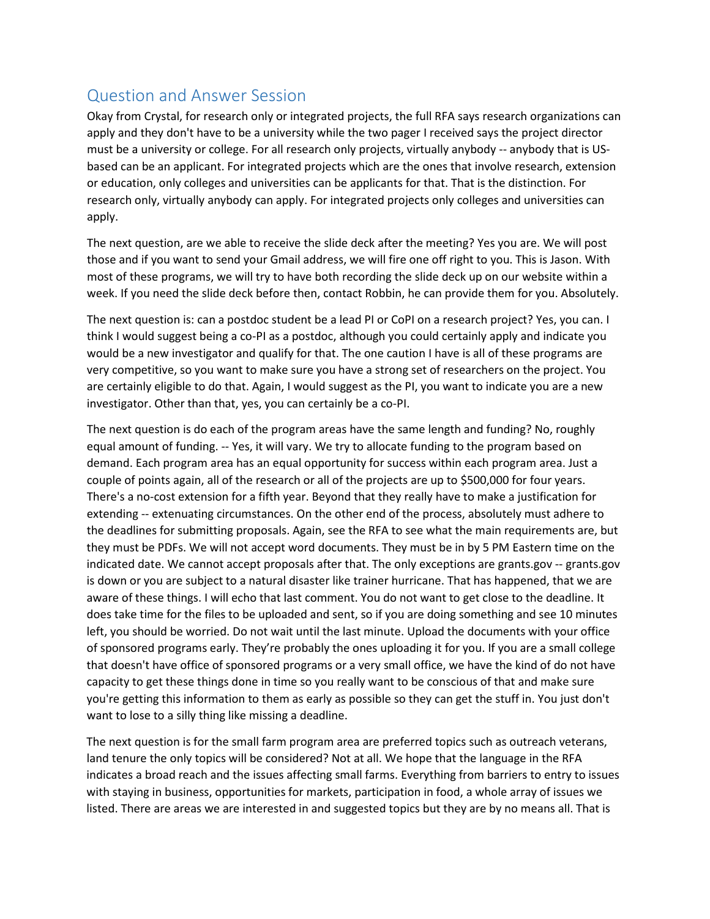## Question and Answer Session

Okay from Crystal, for research only or integrated projects, the full RFA says research organizations can apply and they don't have to be a university while the two pager I received says the project director must be a university or college. For all research only projects, virtually anybody -- anybody that is US-based can be an applicant. For integrated projects which are the ones that involve research, extension or education, only colleges and universities can be applicants for that. That is the distinction. For research only, virtually anybody can apply. For integrated projects only colleges and universities can apply.

The next question, are we able to receive the slide deck after the meeting? Yes you are. We will post those and if you want to send your Gmail address, we will fire one off right to you. This is Jason. With most of these programs, we will try to have both recording the slide deck up on our website within a week. If you need the slide deck before then, contact Robbin, he can provide them for you. Absolutely.

The next question is: can a postdoc student be a lead PI or CoPI on a research project? Yes, you can. I think I would suggest being a co-PI as a postdoc, although you could certainly apply and indicate you would be a new investigator and qualify for that. The one caution I have is all of these programs are very competitive, so you want to make sure you have a strong set of researchers on the project. You are certainly eligible to do that. Again, I would suggest as the PI, you want to indicate you are a new investigator. Other than that, yes, you can certainly be a co-PI.

The next question is do each of the program areas have the same length and funding? No, roughly equal amount of funding. -- Yes, it will vary. We try to allocate funding to the program based on demand. Each program area has an equal opportunity for success within each program area. Just a couple of points again, all of the research or all of the projects are up to $500,000 for four years. There's a no-cost extension for a fifth year. Beyond that they really have to make a justification for extending -- extenuating circumstances. On the other end of the process, absolutely must adhere to the deadlines for submitting proposals. Again, see the RFA to see what the main requirements are, but they must be PDFs. We will not accept word documents. They must be in by 5 PM Eastern time on the indicated date. We cannot accept proposals after that. The only exceptions are grants.gov -- grants.gov is down or you are subject to a natural disaster like trainer hurricane. That has happened, that we are aware of these things. I will echo that last comment. You do not want to get close to the deadline. It does take time for the files to be uploaded and sent, so if you are doing something and see 10 minutes left, you should be worried. Do not wait until the last minute. Upload the documents with your office of sponsored programs early. They're probably the ones uploading it for you. If you are a small college that doesn't have office of sponsored programs or a very small office, we have the kind of do not have capacity to get these things done in time so you really want to be conscious of that and make sure you're getting this information to them as early as possible so they can get the stuff in. You just don't want to lose to a silly thing like missing a deadline.

The next question is for the small farm program area are preferred topics such as outreach veterans, land tenure the only topics will be considered? Not at all. We hope that the language in the RFA indicates a broad reach and the issues affecting small farms. Everything from barriers to entry to issues with staying in business, opportunities for markets, participation in food, a whole array of issues we listed. There are areas we are interested in and suggested topics but they are by no means all. That is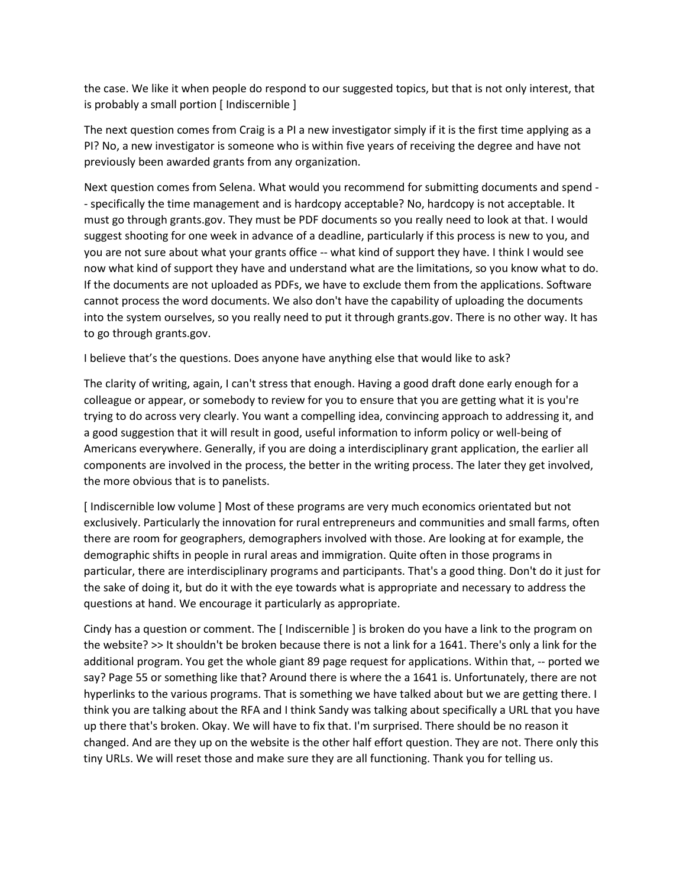the case. We like it when people do respond to our suggested topics, but that is not only interest, that is probably a small portion [ Indiscernible ]

The next question comes from Craig is a PI a new investigator simply if it is the first time applying as a PI? No, a new investigator is someone who is within five years of receiving the degree and have not previously been awarded grants from any organization.

Next question comes from Selena. What would you recommend for submitting documents and spend -- specifically the time management and is hardcopy acceptable? No, hardcopy is not acceptable. It must go through grants.gov. They must be PDF documents so you really need to look at that. I would suggest shooting for one week in advance of a deadline, particularly if this process is new to you, and you are not sure about what your grants office -- what kind of support they have. I think I would see now what kind of support they have and understand what are the limitations, so you know what to do. If the documents are not uploaded as PDFs, we have to exclude them from the applications. Software cannot process the word documents. We also don't have the capability of uploading the documents into the system ourselves, so you really need to put it through grants.gov. There is no other way. It has to go through grants.gov.

I believe that's the questions. Does anyone have anything else that would like to ask?

The clarity of writing, again, I can't stress that enough. Having a good draft done early enough for a colleague or appear, or somebody to review for you to ensure that you are getting what it is you're trying to do across very clearly. You want a compelling idea, convincing approach to addressing it, and a good suggestion that it will result in good, useful information to inform policy or well-being of Americans everywhere. Generally, if you are doing a interdisciplinary grant application, the earlier all components are involved in the process, the better in the writing process. The later they get involved, the more obvious that is to panelists.

[ Indiscernible low volume ] Most of these programs are very much economics orientated but not exclusively. Particularly the innovation for rural entrepreneurs and communities and small farms, often there are room for geographers, demographers involved with those. Are looking at for example, the demographic shifts in people in rural areas and immigration. Quite often in those programs in particular, there are interdisciplinary programs and participants. That's a good thing. Don't do it just for the sake of doing it, but do it with the eye towards what is appropriate and necessary to address the questions at hand. We encourage it particularly as appropriate.

Cindy has a question or comment. The [ Indiscernible ] is broken do you have a link to the program on the website? >> It shouldn't be broken because there is not a link for a 1641. There's only a link for the additional program. You get the whole giant 89 page request for applications. Within that, -- ported we say? Page 55 or something like that? Around there is where the a 1641 is. Unfortunately, there are not hyperlinks to the various programs. That is something we have talked about but we are getting there. I think you are talking about the RFA and I think Sandy was talking about specifically a URL that you have up there that's broken. Okay. We will have to fix that. I'm surprised. There should be no reason it changed. And are they up on the website is the other half effort question. They are not. There only this tiny URLs. We will reset those and make sure they are all functioning. Thank you for telling us.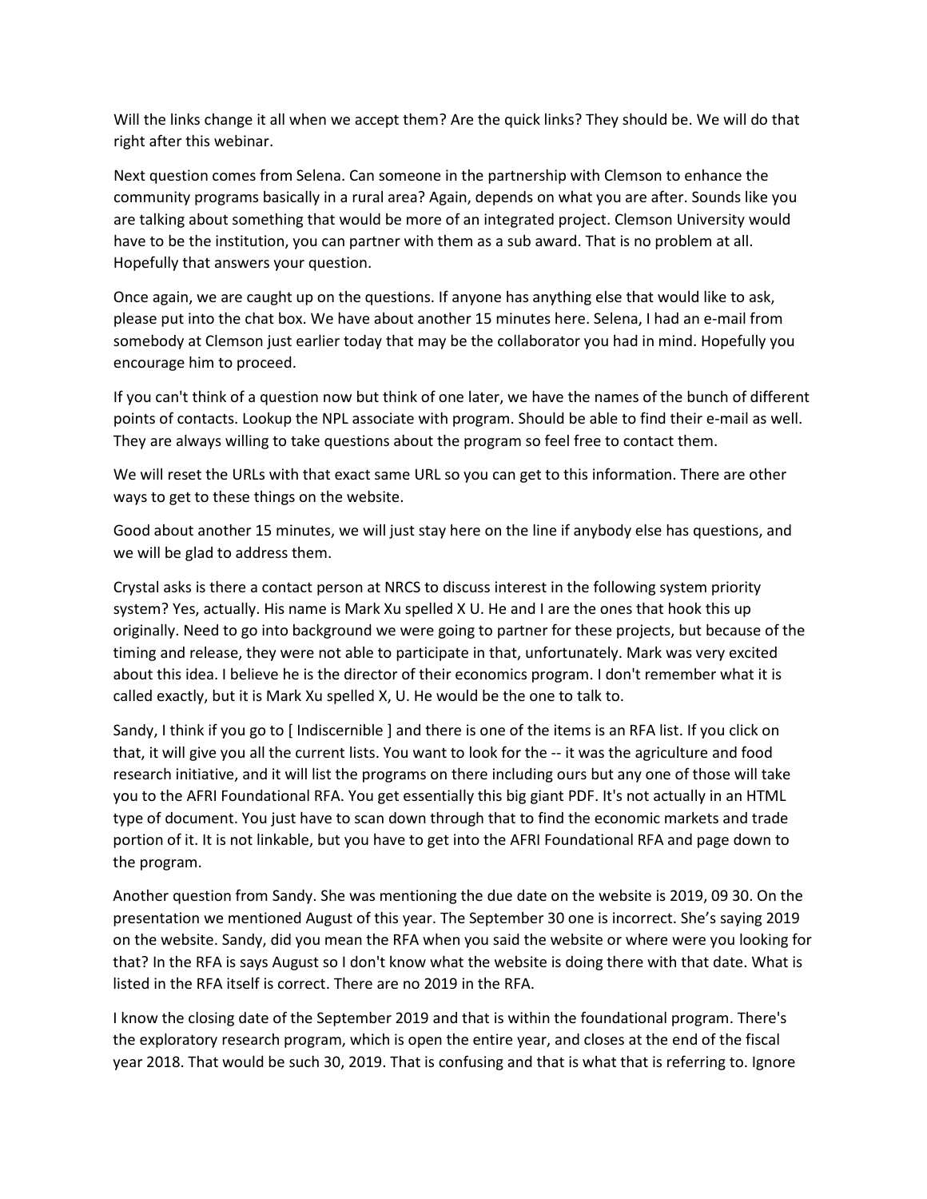Will the links change it all when we accept them? Are the quick links? They should be. We will do that right after this webinar.

Next question comes from Selena. Can someone in the partnership with Clemson to enhance the community programs basically in a rural area? Again, depends on what you are after. Sounds like you are talking about something that would be more of an integrated project. Clemson University would have to be the institution, you can partner with them as a sub award. That is no problem at all. Hopefully that answers your question.

Once again, we are caught up on the questions. If anyone has anything else that would like to ask, please put into the chat box. We have about another 15 minutes here. Selena, I had an e-mail from somebody at Clemson just earlier today that may be the collaborator you had in mind. Hopefully you encourage him to proceed.

If you can't think of a question now but think of one later, we have the names of the bunch of different points of contacts. Lookup the NPL associate with program. Should be able to find their e-mail as well. They are always willing to take questions about the program so feel free to contact them.

We will reset the URLs with that exact same URL so you can get to this information. There are other ways to get to these things on the website.

Good about another 15 minutes, we will just stay here on the line if anybody else has questions, and we will be glad to address them.

Crystal asks is there a contact person at NRCS to discuss interest in the following system priority system? Yes, actually. His name is Mark Xu spelled X U. He and I are the ones that hook this up originally. Need to go into background we were going to partner for these projects, but because of the timing and release, they were not able to participate in that, unfortunately. Mark was very excited about this idea. I believe he is the director of their economics program. I don't remember what it is called exactly, but it is Mark Xu spelled X, U. He would be the one to talk to.

Sandy, I think if you go to [ Indiscernible ] and there is one of the items is an RFA list. If you click on that, it will give you all the current lists. You want to look for the -- it was the agriculture and food research initiative, and it will list the programs on there including ours but any one of those will take you to the AFRI Foundational RFA. You get essentially this big giant PDF. It's not actually in an HTML type of document. You just have to scan down through that to find the economic markets and trade portion of it. It is not linkable, but you have to get into the AFRI Foundational RFA and page down to the program.

Another question from Sandy. She was mentioning the due date on the website is 2019, 09 30. On the presentation we mentioned August of this year. The September 30 one is incorrect. She's saying 2019 on the website. Sandy, did you mean the RFA when you said the website or where were you looking for that? In the RFA is says August so I don't know what the website is doing there with that date. What is listed in the RFA itself is correct. There are no 2019 in the RFA.

I know the closing date of the September 2019 and that is within the foundational program. There's the exploratory research program, which is open the entire year, and closes at the end of the fiscal year 2018. That would be such 30, 2019. That is confusing and that is what that is referring to. Ignore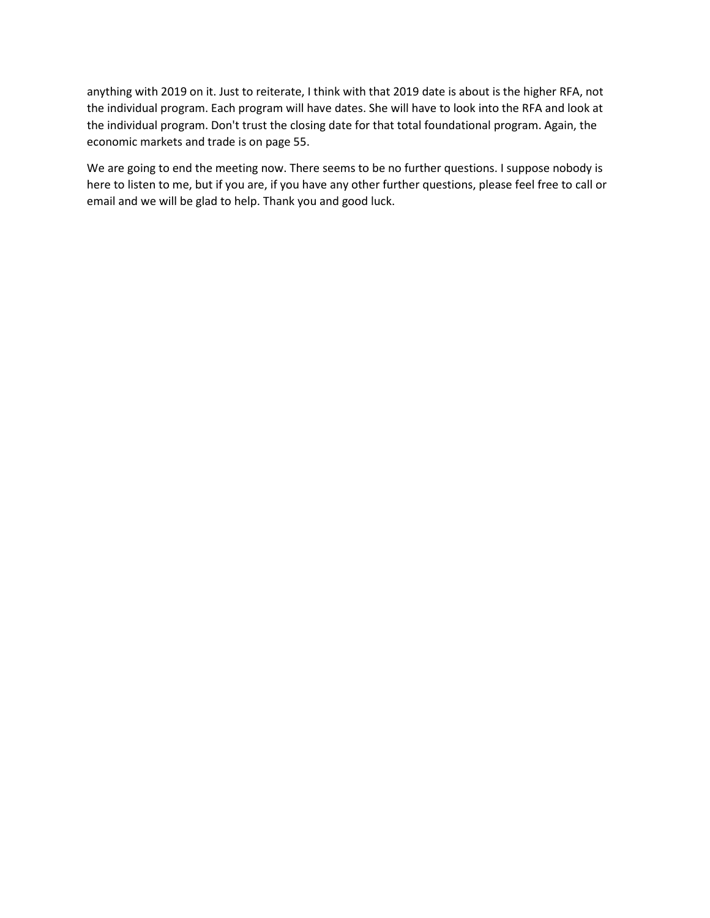anything with 2019 on it. Just to reiterate, I think with that 2019 date is about is the higher RFA, not the individual program. Each program will have dates. She will have to look into the RFA and look at the individual program. Don't trust the closing date for that total foundational program. Again, the economic markets and trade is on page 55.

We are going to end the meeting now. There seems to be no further questions. I suppose nobody is here to listen to me, but if you are, if you have any other further questions, please feel free to call or email and we will be glad to help. Thank you and good luck.